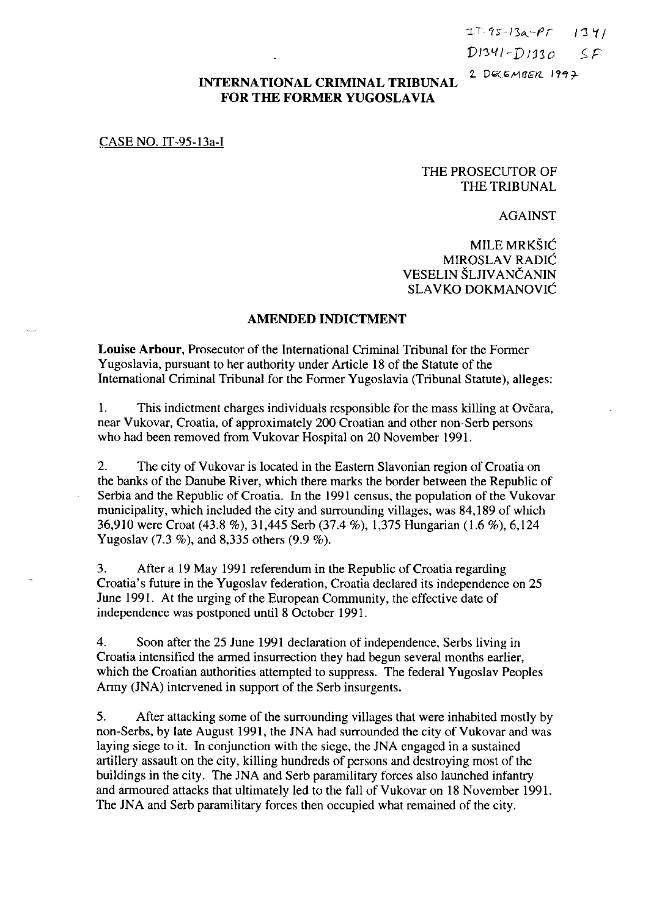IT-95-13a-PT 1341
D1341-D1330 SF
2 DECEMBER 1997

# INTERNATIONAL CRIMINAL TRIBUNAL FOR THE FORMER YUGOSLAVIA

CASE NO. IT-95-13a-I

THE PROSECUTOR OF THE TRIBUNAL

AGAINST

MILE MRKŠIĆ
MIROSLAV RADIĆ
VESELIN ŠLJIVANČANIN
SLAVKO DOKMANOVIĆ

## AMENDED INDICTMENT

**Louise Arbour**, Prosecutor of the International Criminal Tribunal for the Former Yugoslavia, pursuant to her authority under Article 18 of the Statute of the International Criminal Tribunal for the Former Yugoslavia (Tribunal Statute), alleges:

1. This indictment charges individuals responsible for the mass killing at Ovčara, near Vukovar, Croatia, of approximately 200 Croatian and other non-Serb persons who had been removed from Vukovar Hospital on 20 November 1991.

2. The city of Vukovar is located in the Eastern Slavonian region of Croatia on the banks of the Danube River, which there marks the border between the Republic of Serbia and the Republic of Croatia. In the 1991 census, the population of the Vukovar municipality, which included the city and surrounding villages, was 84,189 of which 36,910 were Croat (43.8 %), 31,445 Serb (37.4 %), 1,375 Hungarian (1.6 %), 6,124 Yugoslav (7.3 %), and 8,335 others (9.9 %).

3. After a 19 May 1991 referendum in the Republic of Croatia regarding Croatia's future in the Yugoslav federation, Croatia declared its independence on 25 June 1991. At the urging of the European Community, the effective date of independence was postponed until 8 October 1991.

4. Soon after the 25 June 1991 declaration of independence, Serbs living in Croatia intensified the armed insurrection they had begun several months earlier, which the Croatian authorities attempted to suppress. The federal Yugoslav Peoples Army (JNA) intervened in support of the Serb insurgents.

5. After attacking some of the surrounding villages that were inhabited mostly by non-Serbs, by late August 1991, the JNA had surrounded the city of Vukovar and was laying siege to it. In conjunction with the siege, the JNA engaged in a sustained artillery assault on the city, killing hundreds of persons and destroying most of the buildings in the city. The JNA and Serb paramilitary forces also launched infantry and armoured attacks that ultimately led to the fall of Vukovar on 18 November 1991. The JNA and Serb paramilitary forces then occupied what remained of the city.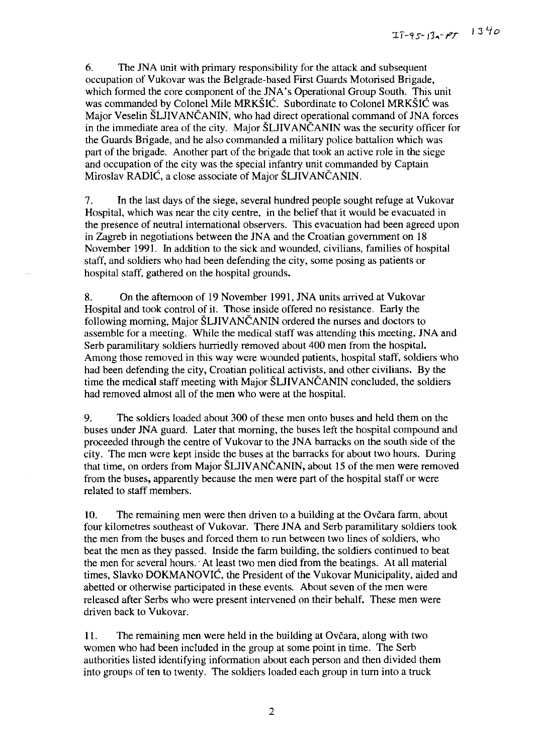6. The JNA unit with primary responsibility for the attack and subsequent occupation of Vukovar was the Belgrade-based First Guards Motorised Brigade, which formed the core component of the JNA's Operational Group South. This unit was commanded by Colonel Mile MRKŠIĆ. Subordinate to Colonel MRKŠIĆ was Major Veselin ŠLJIVANČANIN, who had direct operational command of JNA forces in the immediate area of the city. Major ŠLJIVANČANIN was the security officer for the Guards Brigade, and he also commanded a military police battalion which was part of the brigade. Another part of the brigade that took an active role in the siege and occupation of the city was the special infantry unit commanded by Captain Miroslav RADIĆ, a close associate of Major ŠLJIVANČANIN.

7. In the last days of the siege, several hundred people sought refuge at Vukovar Hospital, which was near the city centre, in the belief that it would be evacuated in the presence of neutral international observers. This evacuation had been agreed upon in Zagreb in negotiations between the JNA and the Croatian government on 18 November 1991. In addition to the sick and wounded, civilians, families of hospital staff, and soldiers who had been defending the city, some posing as patients or hospital staff, gathered on the hospital grounds.

8. On the afternoon of 19 November 1991, JNA units arrived at Vukovar Hospital and took control of it. Those inside offered no resistance. Early the following morning, Major ŠLJIVANČANIN ordered the nurses and doctors to assemble for a meeting. While the medical staff was attending this meeting, JNA and Serb paramilitary soldiers hurriedly removed about 400 men from the hospital. Among those removed in this way were wounded patients, hospital staff, soldiers who had been defending the city, Croatian political activists, and other civilians. By the time the medical staff meeting with Major ŠLJIVANČANIN concluded, the soldiers had removed almost all of the men who were at the hospital.

9. The soldiers loaded about 300 of these men onto buses and held them on the buses under JNA guard. Later that morning, the buses left the hospital compound and proceeded through the centre of Vukovar to the JNA barracks on the south side of the city. The men were kept inside the buses at the barracks for about two hours. During that time, on orders from Major ŠLJIVANČANIN, about 15 of the men were removed from the buses, apparently because the men were part of the hospital staff or were related to staff members.

10. The remaining men were then driven to a building at the Ovčara farm, about four kilometres southeast of Vukovar. There JNA and Serb paramilitary soldiers took the men from the buses and forced them to run between two lines of soldiers, who beat the men as they passed. Inside the farm building, the soldiers continued to beat the men for several hours. At least two men died from the beatings. At all material times, Slavko DOKMANOVIĆ, the President of the Vukovar Municipality, aided and abetted or otherwise participated in these events. About seven of the men were released after Serbs who were present intervened on their behalf. These men were driven back to Vukovar.

11. The remaining men were held in the building at Ovčara, along with two women who had been included in the group at some point in time. The Serb authorities listed identifying information about each person and then divided them into groups of ten to twenty. The soldiers loaded each group in turn into a truck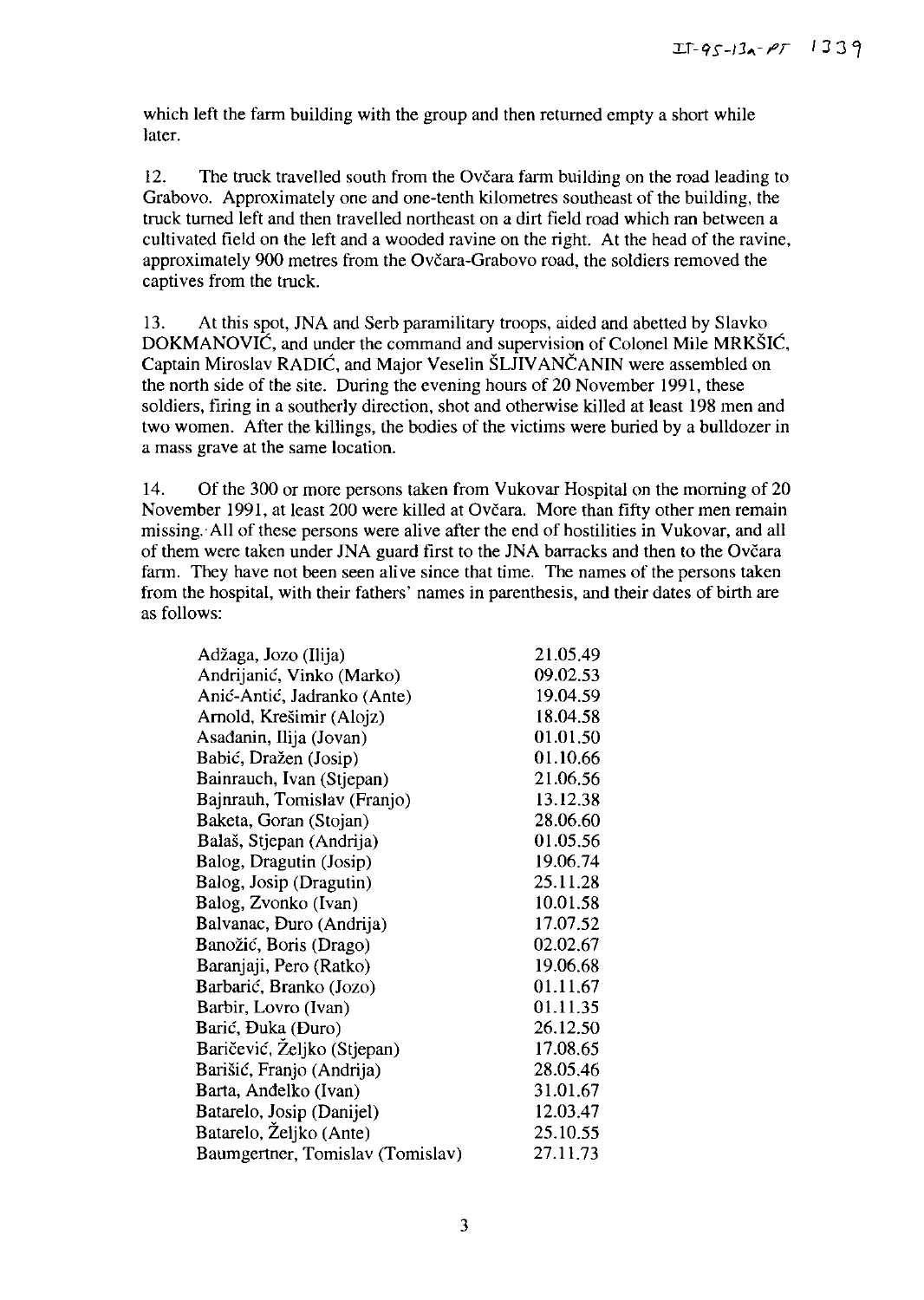which left the farm building with the group and then returned empty a short while later.

12. The truck travelled south from the Ovčara farm building on the road leading to Grabovo. Approximately one and one-tenth kilometres southeast of the building, the truck turned left and then travelled northeast on a dirt field road which ran between a cultivated field on the left and a wooded ravine on the right. At the head of the ravine, approximately 900 metres from the Ovčara-Grabovo road, the soldiers removed the captives from the truck.

13. At this spot, JNA and Serb paramilitary troops, aided and abetted by Slavko DOKMANOVIĆ, and under the command and supervision of Colonel Mile MRKŠIĆ, Captain Miroslav RADIĆ, and Major Veselin ŠLJIVANČANIN were assembled on the north side of the site. During the evening hours of 20 November 1991, these soldiers, firing in a southerly direction, shot and otherwise killed at least 198 men and two women. After the killings, the bodies of the victims were buried by a bulldozer in a mass grave at the same location.

14. Of the 300 or more persons taken from Vukovar Hospital on the morning of 20 November 1991, at least 200 were killed at Ovčara. More than fifty other men remain missing. All of these persons were alive after the end of hostilities in Vukovar, and all of them were taken under JNA guard first to the JNA barracks and then to the Ovčara farm. They have not been seen alive since that time. The names of the persons taken from the hospital, with their fathers' names in parenthesis, and their dates of birth are as follows:

| | |
|---|---|
| Adžaga, Jozo (Ilija) | 21.05.49 |
| Andrijanić, Vinko (Marko) | 09.02.53 |
| Anić-Antić, Jadranko (Ante) | 19.04.59 |
| Arnold, Krešimir (Alojz) | 18.04.58 |
| Asađanin, Ilija (Jovan) | 01.01.50 |
| Babić, Dražen (Josip) | 01.10.66 |
| Bainrauch, Ivan (Stjepan) | 21.06.56 |
| Bajnrauh, Tomislav (Franjo) | 13.12.38 |
| Baketa, Goran (Stojan) | 28.06.60 |
| Balaš, Stjepan (Andrija) | 01.05.56 |
| Balog, Dragutin (Josip) | 19.06.74 |
| Balog, Josip (Dragutin) | 25.11.28 |
| Balog, Zvonko (Ivan) | 10.01.58 |
| Balvanac, Đuro (Andrija) | 17.07.52 |
| Banožić, Boris (Drago) | 02.02.67 |
| Baranjaji, Pero (Ratko) | 19.06.68 |
| Barbarić, Branko (Jozo) | 01.11.67 |
| Barbir, Lovro (Ivan) | 01.11.35 |
| Barić, Đuka (Đuro) | 26.12.50 |
| Baričević, Željko (Stjepan) | 17.08.65 |
| Barišić, Franjo (Andrija) | 28.05.46 |
| Barta, Anđelko (Ivan) | 31.01.67 |
| Batarelo, Josip (Danijel) | 12.03.47 |
| Batarelo, Željko (Ante) | 25.10.55 |
| Baumgertner, Tomislav (Tomislav) | 27.11.73 |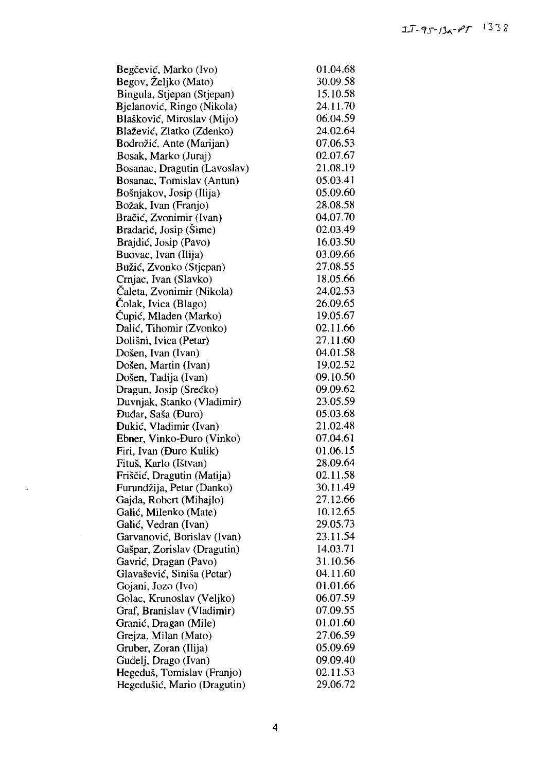| | |
|---|---|
| Begčević, Marko (Ivo) | 01.04.68 |
| Begov, Željko (Mato) | 30.09.58 |
| Bingula, Stjepan (Stjepan) | 15.10.58 |
| Bjelanović, Ringo (Nikola) | 24.11.70 |
| Blašković, Miroslav (Mijo) | 06.04.59 |
| Blažević, Zlatko (Zdenko) | 24.02.64 |
| Bodrožić, Ante (Marijan) | 07.06.53 |
| Bosak, Marko (Juraj) | 02.07.67 |
| Bosanac, Dragutin (Lavoslav) | 21.08.19 |
| Bosanac, Tomislav (Antun) | 05.03.41 |
| Bošnjakov, Josip (Ilija) | 05.09.60 |
| Božak, Ivan (Franjo) | 28.08.58 |
| Bračić, Zvonimir (Ivan) | 04.07.70 |
| Bradarić, Josip (Šime) | 02.03.49 |
| Brajdić, Josip (Pavo) | 16.03.50 |
| Buovac, Ivan (Ilija) | 03.09.66 |
| Bužić, Zvonko (Stjepan) | 27.08.55 |
| Crnjac, Ivan (Slavko) | 18.05.66 |
| Čaleta, Zvonimir (Nikola) | 24.02.53 |
| Čolak, Ivica (Blago) | 26.09.65 |
| Čupić, Mladen (Marko) | 19.05.67 |
| Dalić, Tihomir (Zvonko) | 02.11.66 |
| Doliśni, Ivica (Petar) | 27.11.60 |
| Došen, Ivan (Ivan) | 04.01.58 |
| Došen, Martin (Ivan) | 19.02.52 |
| Došen, Tadija (Ivan) | 09.10.50 |
| Dragun, Josip (Srećko) | 09.09.62 |
| Duvnjak, Stanko (Vladimir) | 23.05.59 |
| Đuđar, Saša (Đuro) | 05.03.68 |
| Đukić, Vladimir (Ivan) | 21.02.48 |
| Ebner, Vinko-Đuro (Vinko) | 07.04.61 |
| Firi, Ivan (Đuro Kulik) | 01.06.15 |
| Fituš, Karlo (Ištvan) | 28.09.64 |
| Friščić, Dragutin (Matija) | 02.11.58 |
| Furundžija, Petar (Danko) | 30.11.49 |
| Gajda, Robert (Mihajlo) | 27.12.66 |
| Galić, Milenko (Mate) | 10.12.65 |
| Galić, Vedran (Ivan) | 29.05.73 |
| Garvanović, Borislav (Ivan) | 23.11.54 |
| Gašpar, Zorislav (Dragutin) | 14.03.71 |
| Gavrić, Dragan (Pavo) | 31.10.56 |
| Glavašević, Siniša (Petar) | 04.11.60 |
| Gojani, Jozo (Ivo) | 01.01.66 |
| Golac, Krunoslav (Veljko) | 06.07.59 |
| Graf, Branislav (Vladimir) | 07.09.55 |
| Granić, Dragan (Mile) | 01.01.60 |
| Grejza, Milan (Mato) | 27.06.59 |
| Gruber, Zoran (Ilija) | 05.09.69 |
| Gudelj, Drago (Ivan) | 09.09.40 |
| Hegeduš, Tomislav (Franjo) | 02.11.53 |
| Hegedušić, Mario (Dragutin) | 29.06.72 |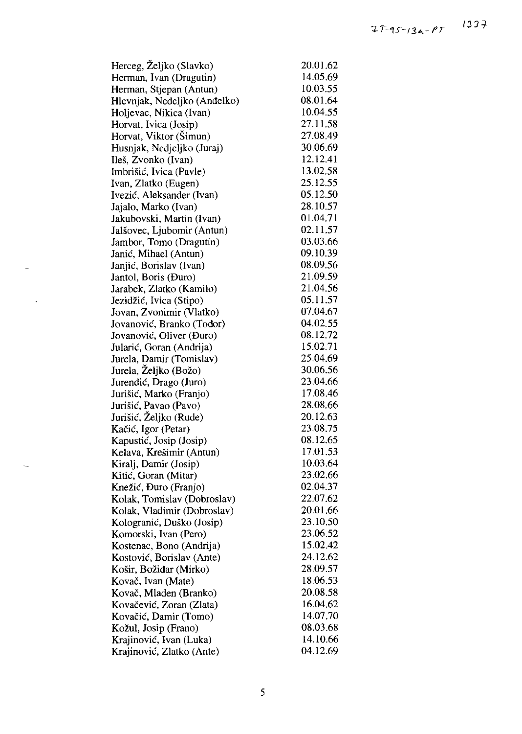| | |
|---|---|
| Herceg, Željko (Slavko) | 20.01.62 |
| Herman, Ivan (Dragutin) | 14.05.69 |
| Herman, Stjepan (Antun) | 10.03.55 |
| Hlevnjak, Nedeljko (Anđelko) | 08.01.64 |
| Holjevac, Nikica (Ivan) | 10.04.55 |
| Horvat, Ivica (Josip) | 27.11.58 |
| Horvat, Viktor (Šimun) | 27.08.49 |
| Husnjak, Nedjeljko (Juraj) | 30.06.69 |
| Ileš, Zvonko (Ivan) | 12.12.41 |
| Imbrišić, Ivica (Pavle) | 13.02.58 |
| Ivan, Zlatko (Eugen) | 25.12.55 |
| Ivezić, Aleksander (Ivan) | 05.12.50 |
| Jajalo, Marko (Ivan) | 28.10.57 |
| Jakubovski, Martin (Ivan) | 01.04.71 |
| Jalšovec, Ljubomir (Antun) | 02.11.57 |
| Jambor, Tomo (Dragutin) | 03.03.66 |
| Janić, Mihael (Antun) | 09.10.39 |
| Janjić, Borislav (Ivan) | 08.09.56 |
| Jantol, Boris (Đuro) | 21.09.59 |
| Jarabek, Zlatko (Kamilo) | 21.04.56 |
| Jezidžić, Ivica (Stipo) | 05.11.57 |
| Jovan, Zvonimir (Vlatko) | 07.04.67 |
| Jovanović, Branko (Todor) | 04.02.55 |
| Jovanović, Oliver (Đuro) | 08.12.72 |
| Jularić, Goran (Andrija) | 15.02.71 |
| Jurela, Damir (Tomislav) | 25.04.69 |
| Jurela, Željko (Božo) | 30.06.56 |
| Jurendić, Drago (Juro) | 23.04.66 |
| Jurišić, Marko (Franjo) | 17.08.46 |
| Jurišić, Pavao (Pavo) | 28.08.66 |
| Jurišić, Željko (Rude) | 20.12.63 |
| Kačić, Igor (Petar) | 23.08.75 |
| Kapustić, Josip (Josip) | 08.12.65 |
| Kelava, Krešimir (Antun) | 17.01.53 |
| Kiralj, Damir (Josip) | 10.03.64 |
| Kitić, Goran (Mitar) | 23.02.66 |
| Knežić, Đuro (Franjo) | 02.04.37 |
| Kolak, Tomislav (Dobroslav) | 22.07.62 |
| Kolak, Vladimir (Dobroslav) | 20.01.66 |
| Kologranić, Duško (Josip) | 23.10.50 |
| Komorski, Ivan (Pero) | 23.06.52 |
| Kostenac, Bono (Andrija) | 15.02.42 |
| Kostović, Borislav (Ante) | 24.12.62 |
| Košir, Božidar (Mirko) | 28.09.57 |
| Kovač, Ivan (Mate) | 18.06.53 |
| Kovač, Mladen (Branko) | 20.08.58 |
| Kovačević, Zoran (Zlata) | 16.04.62 |
| Kovačić, Damir (Tomo) | 14.07.70 |
| Kožul, Josip (Frano) | 08.03.68 |
| Krajinović, Ivan (Luka) | 14.10.66 |
| Krajinović, Zlatko (Ante) | 04.12.69 |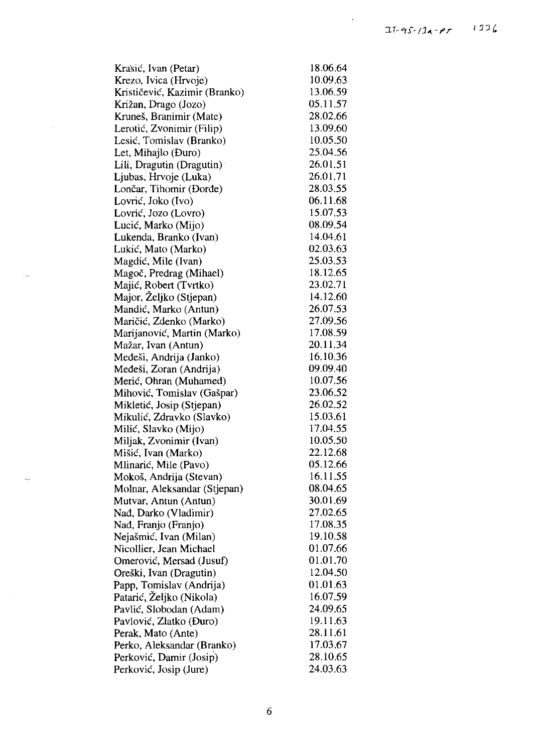| | |
|---|---|
| Krašić, Ivan (Petar) | 18.06.64 |
| Krezo, Ivica (Hrvoje) | 10.09.63 |
| Krističević, Kazimir (Branko) | 13.06.59 |
| Križan, Drago (Jozo) | 05.11.57 |
| Kruneš, Branimir (Mate) | 28.02.66 |
| Lerotić, Zvonimir (Filip) | 13.09.60 |
| Lesić, Tomislav (Branko) | 10.05.50 |
| Let, Mihajlo (Đuro) | 25.04.56 |
| Lili, Dragutin (Dragutin) | 26.01.51 |
| Ljubas, Hrvoje (Luka) | 26.01.71 |
| Lončar, Tihomir (Đorđe) | 28.03.55 |
| Lovrić, Joko (Ivo) | 06.11.68 |
| Lovrić, Jozo (Lovro) | 15.07.53 |
| Lucić, Marko (Mijo) | 08.09.54 |
| Lukenda, Branko (Ivan) | 14.04.61 |
| Lukić, Mato (Marko) | 02.03.63 |
| Magdić, Mile (Ivan) | 25.03.53 |
| Magoč, Predrag (Mihael) | 18.12.65 |
| Majić, Robert (Tvrtko) | 23.02.71 |
| Major, Željko (Stjepan) | 14.12.60 |
| Mandić, Marko (Antun) | 26.07.53 |
| Maričić, Zdenko (Marko) | 27.09.56 |
| Marijanović, Martin (Marko) | 17.08.59 |
| Mažar, Ivan (Antun) | 20.11.34 |
| Međeši, Andrija (Janko) | 16.10.36 |
| Međeši, Zoran (Andrija) | 09.09.40 |
| Merić, Ohran (Muhamed) | 10.07.56 |
| Mihović, Tomislav (Gašpar) | 23.06.52 |
| Mikletić, Josip (Stjepan) | 26.02.52 |
| Mikulić, Zdravko (Slavko) | 15.03.61 |
| Milić, Slavko (Mijo) | 17.04.55 |
| Miljak, Zvonimir (Ivan) | 10.05.50 |
| Mišić, Ivan (Marko) | 22.12.68 |
| Mlinarić, Mile (Pavo) | 05.12.66 |
| Mokoš, Andrija (Stevan) | 16.11.55 |
| Molnar, Aleksandar (Stjepan) | 08.04.65 |
| Mutvar, Antun (Antun) | 30.01.69 |
| Nađ, Darko (Vladimir) | 27.02.65 |
| Nađ, Franjo (Franjo) | 17.08.35 |
| Nejašmić, Ivan (Milan) | 19.10.58 |
| Nicollier, Jean Michael | 01.07.66 |
| Omerović, Mersad (Jusuf) | 01.01.70 |
| Oreški, Ivan (Dragutin) | 12.04.50 |
| Papp, Tomislav (Andrija) | 01.01.63 |
| Patarić, Željko (Nikola) | 16.07.59 |
| Pavlić, Slobodan (Adam) | 24.09.65 |
| Pavlović, Zlatko (Đuro) | 19.11.63 |
| Perak, Mato (Ante) | 28.11.61 |
| Perko, Aleksandar (Branko) | 17.03.67 |
| Perković, Damir (Josip) | 28.10.65 |
| Perković, Josip (Jure) | 24.03.63 |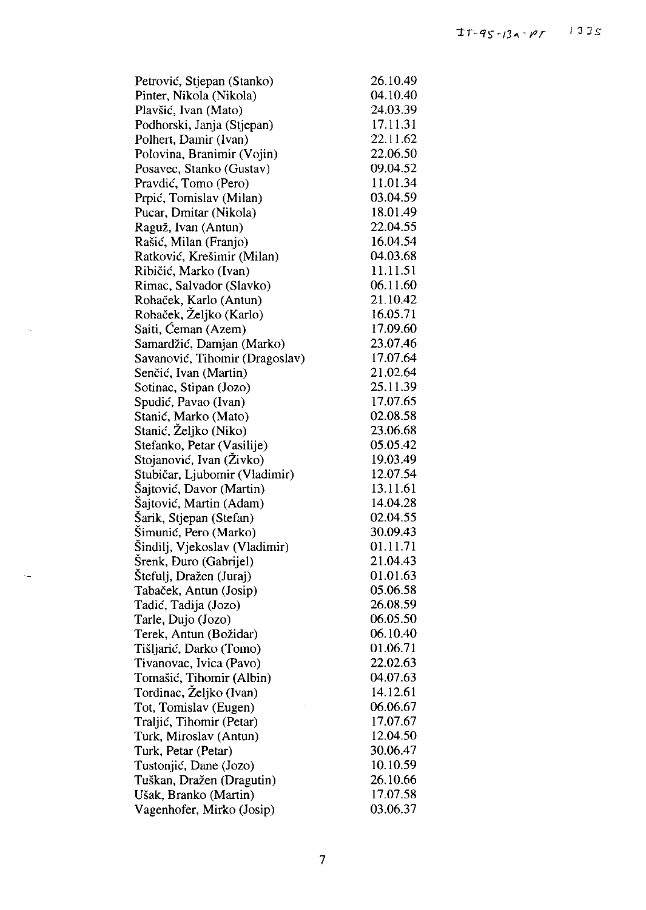| | |
|---|---|
| Petrović, Stjepan (Stanko) | 26.10.49 |
| Pinter, Nikola (Nikola) | 04.10.40 |
| Plavšić, Ivan (Mato) | 24.03.39 |
| Podhorski, Janja (Stjepan) | 17.11.31 |
| Polhert, Damir (Ivan) | 22.11.62 |
| Polovina, Branimir (Vojin) | 22.06.50 |
| Posavec, Stanko (Gustav) | 09.04.52 |
| Pravdić, Tomo (Pero) | 11.01.34 |
| Prpić, Tomislav (Milan) | 03.04.59 |
| Pucar, Dmitar (Nikola) | 18.01.49 |
| Raguž, Ivan (Antun) | 22.04.55 |
| Rašić, Milan (Franjo) | 16.04.54 |
| Ratković, Krešimir (Milan) | 04.03.68 |
| Ribičić, Marko (Ivan) | 11.11.51 |
| Rimac, Salvador (Slavko) | 06.11.60 |
| Rohaček, Karlo (Antun) | 21.10.42 |
| Rohaček, Željko (Karlo) | 16.05.71 |
| Saiti, Ćeman (Azem) | 17.09.60 |
| Samardžić, Damjan (Marko) | 23.07.46 |
| Savanović, Tihomir (Dragoslav) | 17.07.64 |
| Senčić, Ivan (Martin) | 21.02.64 |
| Sotinac, Stipan (Jozo) | 25.11.39 |
| Spudić, Pavao (Ivan) | 17.07.65 |
| Stanić, Marko (Mato) | 02.08.58 |
| Stanić, Željko (Niko) | 23.06.68 |
| Stefanko, Petar (Vasilije) | 05.05.42 |
| Stojanović, Ivan (Živko) | 19.03.49 |
| Stubičar, Ljubomir (Vladimir) | 12.07.54 |
| Šajtović, Davor (Martin) | 13.11.61 |
| Šajtović, Martin (Adam) | 14.04.28 |
| Šarik, Stjepan (Stefan) | 02.04.55 |
| Šimunić, Pero (Marko) | 30.09.43 |
| Šindilj, Vjekoslav (Vladimir) | 01.11.71 |
| Šrenk, Đuro (Gabrijel) | 21.04.43 |
| Štefulj, Dražen (Juraj) | 01.01.63 |
| Tabaček, Antun (Josip) | 05.06.58 |
| Tadić, Tadija (Jozo) | 26.08.59 |
| Tarle, Dujo (Jozo) | 06.05.50 |
| Terek, Antun (Božidar) | 06.10.40 |
| Tišljarić, Darko (Tomo) | 01.06.71 |
| Tivanovac, Ivica (Pavo) | 22.02.63 |
| Tomašić, Tihomir (Albin) | 04.07.63 |
| Tordinac, Željko (Ivan) | 14.12.61 |
| Tot, Tomislav (Eugen) | 06.06.67 |
| Traljić, Tihomir (Petar) | 17.07.67 |
| Turk, Miroslav (Antun) | 12.04.50 |
| Turk, Petar (Petar) | 30.06.47 |
| Tustonjić, Dane (Jozo) | 10.10.59 |
| Tuškan, Dražen (Dragutin) | 26.10.66 |
| Ušak, Branko (Martin) | 17.07.58 |
| Vagenhofer, Mirko (Josip) | 03.06.37 |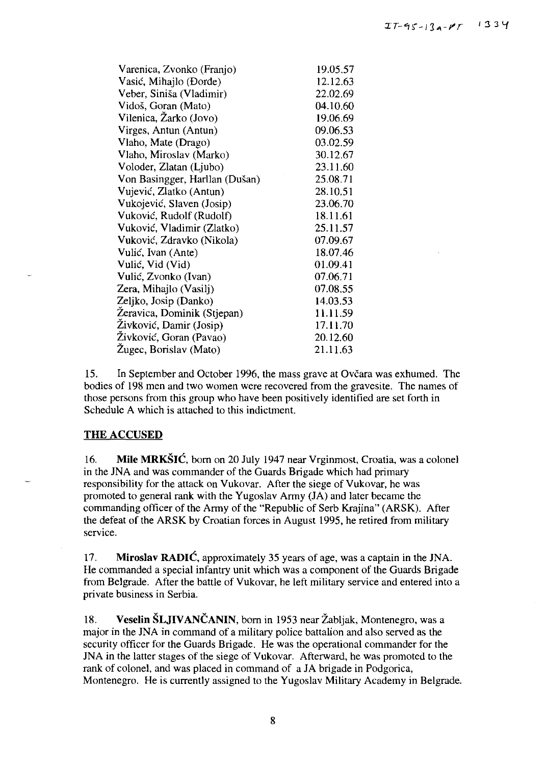| | |
|---|---|
| Varenica, Zvonko (Franjo) | 19.05.57 |
| Vasić, Mihajlo (Đorđe) | 12.12.63 |
| Veber, Siniša (Vladimir) | 22.02.69 |
| Vidoš, Goran (Mato) | 04.10.60 |
| Vilenica, Žarko (Jovo) | 19.06.69 |
| Virges, Antun (Antun) | 09.06.53 |
| Vlaho, Mate (Drago) | 03.02.59 |
| Vlaho, Miroslav (Marko) | 30.12.67 |
| Voloder, Zlatan (Ljubo) | 23.11.60 |
| Von Basingger, Harllan (Dušan) | 25.08.71 |
| Vujević, Zlatko (Antun) | 28.10.51 |
| Vukojević, Slaven (Josip) | 23.06.70 |
| Vuković, Rudolf (Rudolf) | 18.11.61 |
| Vuković, Vladimir (Zlatko) | 25.11.57 |
| Vuković, Zdravko (Nikola) | 07.09.67 |
| Vulić, Ivan (Ante) | 18.07.46 |
| Vulić, Vid (Vid) | 01.09.41 |
| Vulić, Zvonko (Ivan) | 07.06.71 |
| Zera, Mihajlo (Vasilj) | 07.08.55 |
| Zeljko, Josip (Danko) | 14.03.53 |
| Žeravica, Dominik (Stjepan) | 11.11.59 |
| Živković, Damir (Josip) | 17.11.70 |
| Živković, Goran (Pavao) | 20.12.60 |
| Žugec, Borislav (Mato) | 21.11.63 |

15. In September and October 1996, the mass grave at Ovčara was exhumed. The bodies of 198 men and two women were recovered from the gravesite. The names of those persons from this group who have been positively identified are set forth in Schedule A which is attached to this indictment.

## THE ACCUSED

16. **Mile MRKŠIĆ**, born on 20 July 1947 near Vrginmost, Croatia, was a colonel in the JNA and was commander of the Guards Brigade which had primary responsibility for the attack on Vukovar. After the siege of Vukovar, he was promoted to general rank with the Yugoslav Army (JA) and later became the commanding officer of the Army of the "Republic of Serb Krajina" (ARSK). After the defeat of the ARSK by Croatian forces in August 1995, he retired from military service.

17. **Miroslav RADIĆ**, approximately 35 years of age, was a captain in the JNA. He commanded a special infantry unit which was a component of the Guards Brigade from Belgrade. After the battle of Vukovar, he left military service and entered into a private business in Serbia.

18. **Veselin ŠLJIVANČANIN**, born in 1953 near Žabljak, Montenegro, was a major in the JNA in command of a military police battalion and also served as the security officer for the Guards Brigade. He was the operational commander for the JNA in the latter stages of the siege of Vukovar. Afterward, he was promoted to the rank of colonel, and was placed in command of a JA brigade in Podgorica, Montenegro. He is currently assigned to the Yugoslav Military Academy in Belgrade.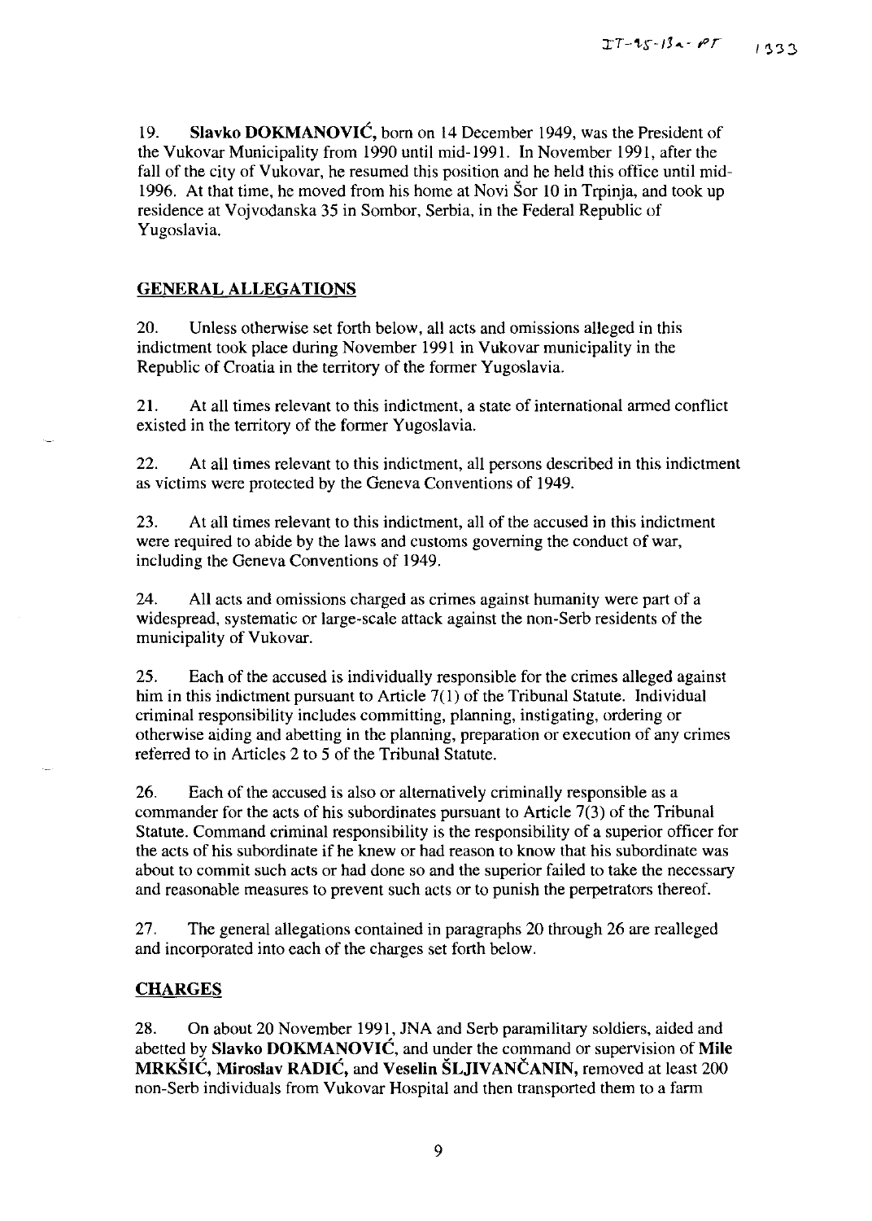19. **Slavko DOKMANOVIĆ**, born on 14 December 1949, was the President of the Vukovar Municipality from 1990 until mid-1991. In November 1991, after the fall of the city of Vukovar, he resumed this position and he held this office until mid-1996. At that time, he moved from his home at Novi Šor 10 in Trpinja, and took up residence at Vojvođanska 35 in Sombor, Serbia, in the Federal Republic of Yugoslavia.

## GENERAL ALLEGATIONS

20. Unless otherwise set forth below, all acts and omissions alleged in this indictment took place during November 1991 in Vukovar municipality in the Republic of Croatia in the territory of the former Yugoslavia.

21. At all times relevant to this indictment, a state of international armed conflict existed in the territory of the former Yugoslavia.

22. At all times relevant to this indictment, all persons described in this indictment as victims were protected by the Geneva Conventions of 1949.

23. At all times relevant to this indictment, all of the accused in this indictment were required to abide by the laws and customs governing the conduct of war, including the Geneva Conventions of 1949.

24. All acts and omissions charged as crimes against humanity were part of a widespread, systematic or large-scale attack against the non-Serb residents of the municipality of Vukovar.

25. Each of the accused is individually responsible for the crimes alleged against him in this indictment pursuant to Article 7(1) of the Tribunal Statute. Individual criminal responsibility includes committing, planning, instigating, ordering or otherwise aiding and abetting in the planning, preparation or execution of any crimes referred to in Articles 2 to 5 of the Tribunal Statute.

26. Each of the accused is also or alternatively criminally responsible as a commander for the acts of his subordinates pursuant to Article 7(3) of the Tribunal Statute. Command criminal responsibility is the responsibility of a superior officer for the acts of his subordinate if he knew or had reason to know that his subordinate was about to commit such acts or had done so and the superior failed to take the necessary and reasonable measures to prevent such acts or to punish the perpetrators thereof.

27. The general allegations contained in paragraphs 20 through 26 are realleged and incorporated into each of the charges set forth below.

## CHARGES

28. On about 20 November 1991, JNA and Serb paramilitary soldiers, aided and abetted by **Slavko DOKMANOVIĆ**, and under the command or supervision of **Mile MRKŠIĆ, Miroslav RADIĆ,** and **Veselin ŠLJIVANČANIN,** removed at least 200 non-Serb individuals from Vukovar Hospital and then transported them to a farm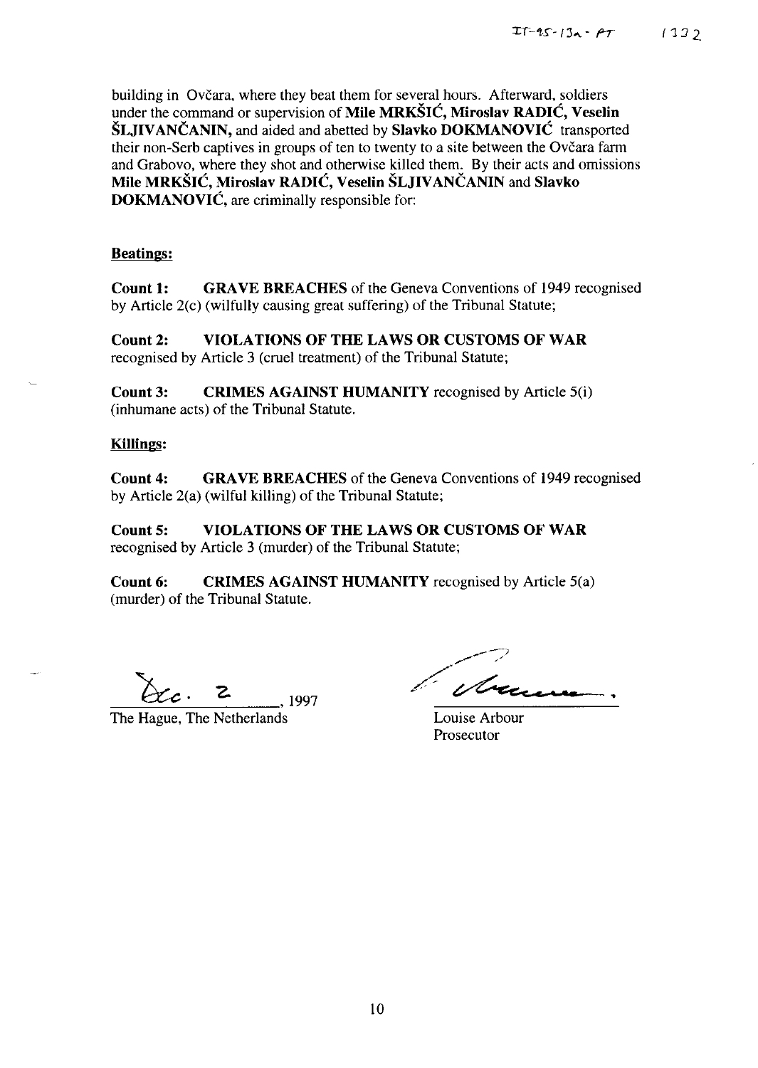building in Ovčara, where they beat them for several hours. Afterward, soldiers under the command or supervision of **Mile MRKŠIĆ, Miroslav RADIĆ, Veselin ŠLJIVANČANIN,** and aided and abetted by **Slavko DOKMANOVIĆ** transported their non-Serb captives in groups of ten to twenty to a site between the Ovčara farm and Grabovo, where they shot and otherwise killed them. By their acts and omissions **Mile MRKŠIĆ, Miroslav RADIĆ, Veselin ŠLJIVANČANIN** and **Slavko DOKMANOVIĆ,** are criminally responsible for:

**Beatings:**

**Count 1:** **GRAVE BREACHES** of the Geneva Conventions of 1949 recognised by Article 2(c) (wilfully causing great suffering) of the Tribunal Statute;

**Count 2:** **VIOLATIONS OF THE LAWS OR CUSTOMS OF WAR** recognised by Article 3 (cruel treatment) of the Tribunal Statute;

**Count 3:** **CRIMES AGAINST HUMANITY** recognised by Article 5(i) (inhumane acts) of the Tribunal Statute.

**Killings:**

**Count 4:** **GRAVE BREACHES** of the Geneva Conventions of 1949 recognised by Article 2(a) (wilful killing) of the Tribunal Statute;

**Count 5:** **VIOLATIONS OF THE LAWS OR CUSTOMS OF WAR** recognised by Article 3 (murder) of the Tribunal Statute;

**Count 6:** **CRIMES AGAINST HUMANITY** recognised by Article 5(a) (murder) of the Tribunal Statute.

Dec. 2, 1997
The Hague, The Netherlands

Louise Arbour
Prosecutor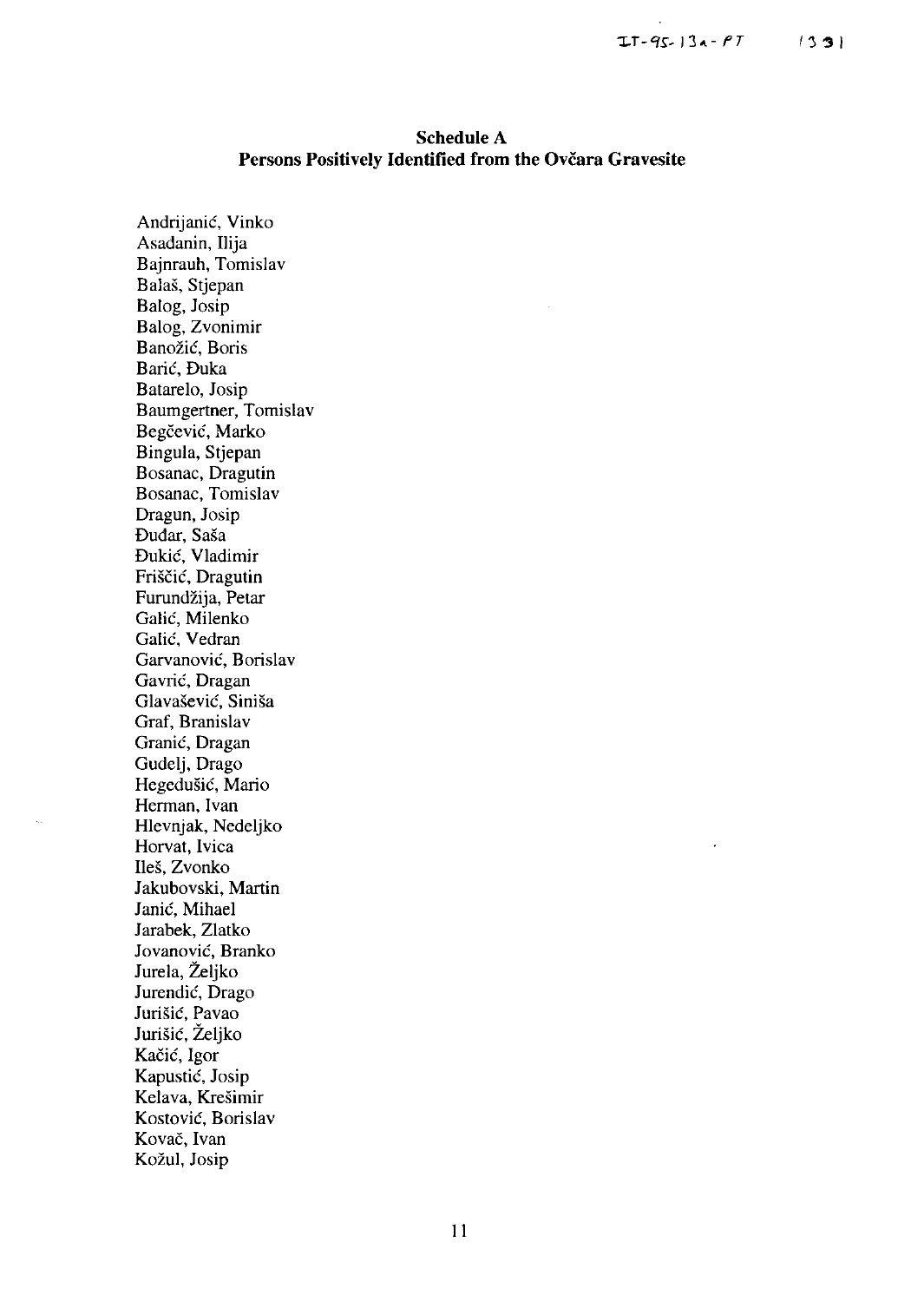**Schedule A**
**Persons Positively Identified from the Ovčara Gravesite**

Andrijanić, Vinko
Asađanin, Ilija
Bajnrauh, Tomislav
Balaš, Stjepan
Balog, Josip
Balog, Zvonimir
Banožić, Boris
Barić, Đuka
Batarelo, Josip
Baumgertner, Tomislav
Begčević, Marko
Bingula, Stjepan
Bosanac, Dragutin
Bosanac, Tomislav
Dragun, Josip
Đuđar, Saša
Đukić, Vladimir
Friščić, Dragutin
Furundžija, Petar
Galić, Milenko
Galić, Vedran
Garvanović, Borislav
Gavrić, Dragan
Glavašević, Siniša
Graf, Branislav
Granić, Dragan
Gudelj, Drago
Hegedušić, Mario
Herman, Ivan
Hlevnjak, Nedeljko
Horvat, Ivica
Ileš, Zvonko
Jakubovski, Martin
Janić, Mihael
Jarabek, Zlatko
Jovanović, Branko
Jurela, Željko
Jurendić, Drago
Jurišić, Pavao
Jurišić, Željko
Kačić, Igor
Kapustić, Josip
Kelava, Krešimir
Kostović, Borislav
Kovač, Ivan
Kožul, Josip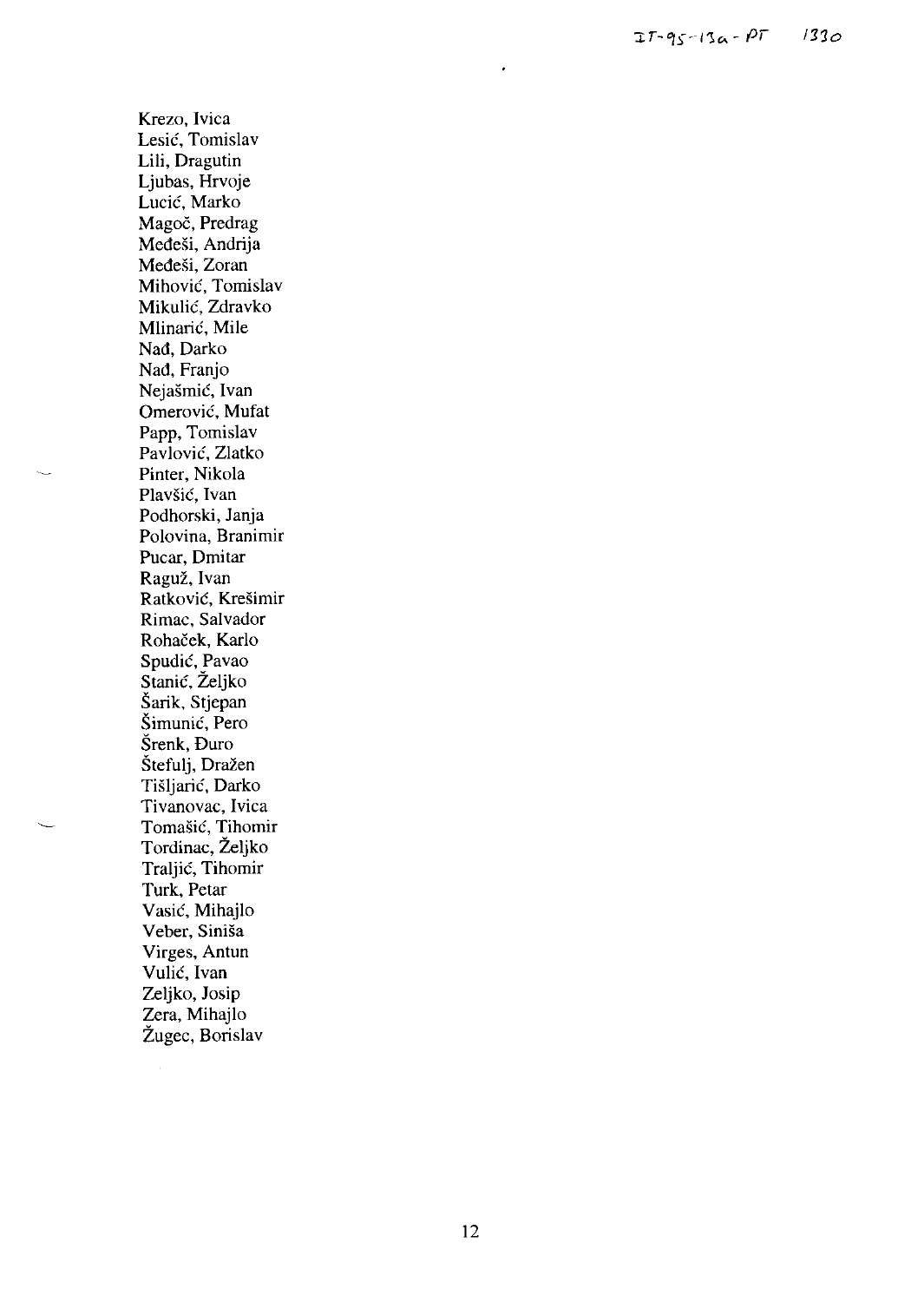Krezo, Ivica
Lesić, Tomislav
Lili, Dragutin
Ljubas, Hrvoje
Lucić, Marko
Magoč, Predrag
Međeši, Andrija
Međeši, Zoran
Mihović, Tomislav
Mikulić, Zdravko
Mlinarić, Mile
Nađ, Darko
Nađ, Franjo
Nejašmić, Ivan
Omerović, Mufat
Papp, Tomislav
Pavlović, Zlatko
Pinter, Nikola
Plavšić, Ivan
Podhorski, Janja
Polovina, Branimir
Pucar, Dmitar
Raguž, Ivan
Ratković, Krešimir
Rimac, Salvador
Rohaček, Karlo
Spudić, Pavao
Stanić, Željko
Šarik, Stjepan
Šimunić, Pero
Šrenk, Đuro
Štefulj, Dražen
Tišljarić, Darko
Tivanovac, Ivica
Tomašić, Tihomir
Tordinac, Željko
Traljić, Tihomir
Turk, Petar
Vasić, Mihajlo
Veber, Siniša
Virges, Antun
Vulić, Ivan
Zeljko, Josip
Zera, Mihajlo
Žugec, Borislav